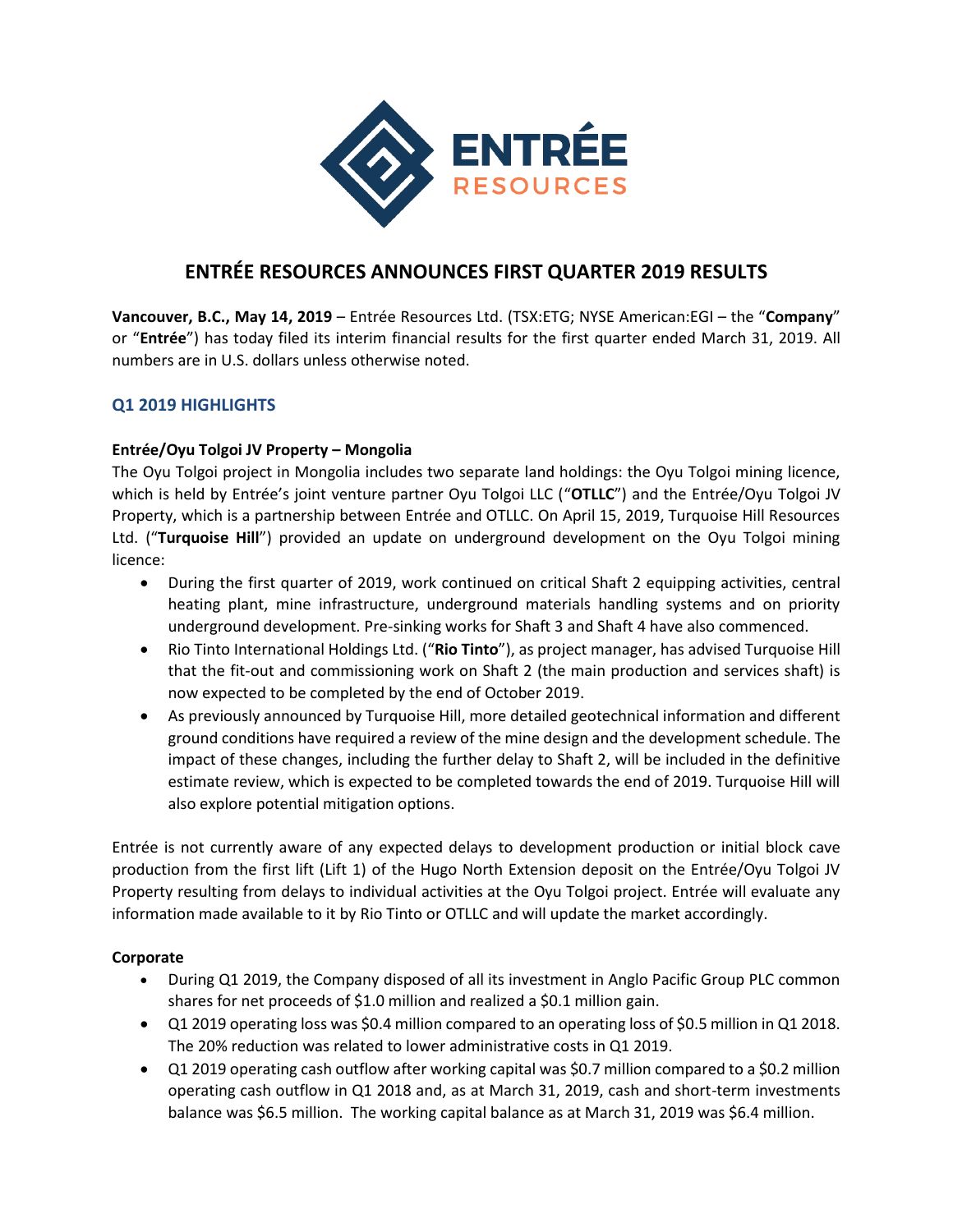# ENTRÉE RESOURCES ANNOUNCES FIRST QUARTER 2019 RESULTS

**Vancouver, B.C., May 14, 2019** – Entrée Resources Ltd. (TSX:ETG; NYSE American:EGI – the "**Company**" or "**Entrée**") has today filed its interim financial results for the first quarter ended March 31, 2019. All numbers are in U.S. dollars unless otherwise noted.

## Q1 2019 HIGHLIGHTS

### Entrée/Oyu Tolgoi JV Property – Mongolia

The Oyu Tolgoi project in Mongolia includes two separate land holdings: the Oyu Tolgoi mining licence, which is held by Entrée's joint venture partner Oyu Tolgoi LLC ("**OTLLC**") and the Entrée/Oyu Tolgoi JV Property, which is a partnership between Entrée and OTLLC. On April 15, 2019, Turquoise Hill Resources Ltd. ("**Turquoise Hill**") provided an update on underground development on the Oyu Tolgoi mining licence:

- During the first quarter of 2019, work continued on critical Shaft 2 equipping activities, central heating plant, mine infrastructure, underground materials handling systems and on priority underground development. Pre-sinking works for Shaft 3 and Shaft 4 have also commenced.
- Rio Tinto International Holdings Ltd. ("**Rio Tinto**"), as project manager, has advised Turquoise Hill that the fit-out and commissioning work on Shaft 2 (the main production and services shaft) is now expected to be completed by the end of October 2019.
- As previously announced by Turquoise Hill, more detailed geotechnical information and different ground conditions have required a review of the mine design and the development schedule. The impact of these changes, including the further delay to Shaft 2, will be included in the definitive estimate review, which is expected to be completed towards the end of 2019. Turquoise Hill will also explore potential mitigation options.

Entrée is not currently aware of any expected delays to development production or initial block cave production from the first lift (Lift 1) of the Hugo North Extension deposit on the Entrée/Oyu Tolgoi JV Property resulting from delays to individual activities at the Oyu Tolgoi project. Entrée will evaluate any information made available to it by Rio Tinto or OTLLC and will update the market accordingly.

### Corporate

- During Q1 2019, the Company disposed of all its investment in Anglo Pacific Group PLC common shares for net proceeds of $1.0 million and realized a $0.1 million gain.
- Q1 2019 operating loss was $0.4 million compared to an operating loss of $0.5 million in Q1 2018. The 20% reduction was related to lower administrative costs in Q1 2019.
- Q1 2019 operating cash outflow after working capital was $0.7 million compared to a $0.2 million operating cash outflow in Q1 2018 and, as at March 31, 2019, cash and short-term investments balance was $6.5 million. The working capital balance as at March 31, 2019 was $6.4 million.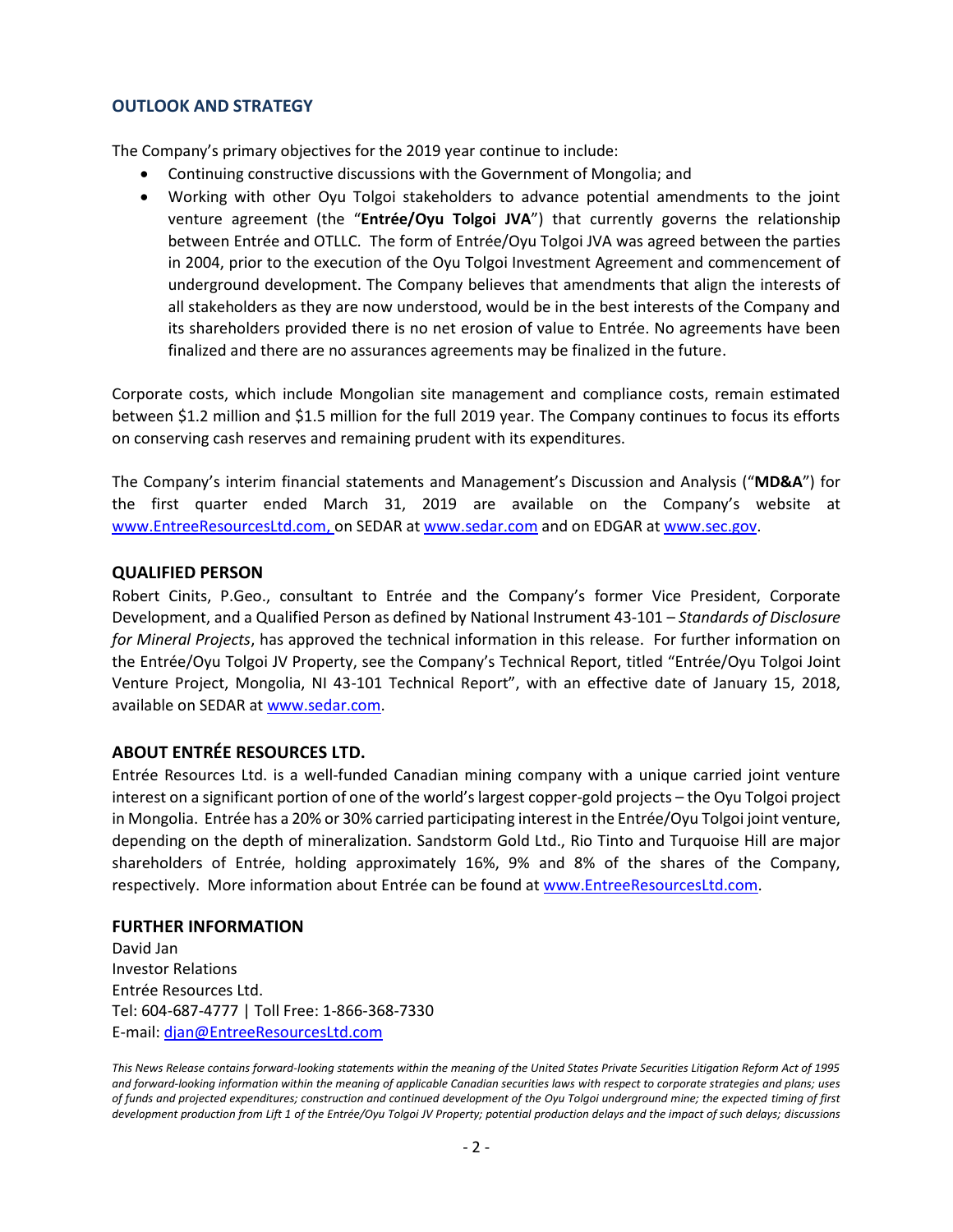## OUTLOOK AND STRATEGY

The Company's primary objectives for the 2019 year continue to include:

- Continuing constructive discussions with the Government of Mongolia; and
- Working with other Oyu Tolgoi stakeholders to advance potential amendments to the joint venture agreement (the "**Entrée/Oyu Tolgoi JVA**") that currently governs the relationship between Entrée and OTLLC. The form of Entrée/Oyu Tolgoi JVA was agreed between the parties in 2004, prior to the execution of the Oyu Tolgoi Investment Agreement and commencement of underground development. The Company believes that amendments that align the interests of all stakeholders as they are now understood, would be in the best interests of the Company and its shareholders provided there is no net erosion of value to Entrée. No agreements have been finalized and there are no assurances agreements may be finalized in the future.

Corporate costs, which include Mongolian site management and compliance costs, remain estimated between $1.2 million and $1.5 million for the full 2019 year. The Company continues to focus its efforts on conserving cash reserves and remaining prudent with its expenditures.

The Company's interim financial statements and Management's Discussion and Analysis ("**MD&A**") for the first quarter ended March 31, 2019 are available on the Company's website at www.EntreeResourcesLtd.com, on SEDAR at www.sedar.com and on EDGAR at www.sec.gov.

## QUALIFIED PERSON

Robert Cinits, P.Geo., consultant to Entrée and the Company's former Vice President, Corporate Development, and a Qualified Person as defined by National Instrument 43-101 – *Standards of Disclosure for Mineral Projects*, has approved the technical information in this release. For further information on the Entrée/Oyu Tolgoi JV Property, see the Company's Technical Report, titled "Entrée/Oyu Tolgoi Joint Venture Project, Mongolia, NI 43-101 Technical Report", with an effective date of January 15, 2018, available on SEDAR at www.sedar.com.

## ABOUT ENTRÉE RESOURCES LTD.

Entrée Resources Ltd. is a well-funded Canadian mining company with a unique carried joint venture interest on a significant portion of one of the world's largest copper-gold projects – the Oyu Tolgoi project in Mongolia. Entrée has a 20% or 30% carried participating interest in the Entrée/Oyu Tolgoi joint venture, depending on the depth of mineralization. Sandstorm Gold Ltd., Rio Tinto and Turquoise Hill are major shareholders of Entrée, holding approximately 16%, 9% and 8% of the shares of the Company, respectively. More information about Entrée can be found at www.EntreeResourcesLtd.com.

## FURTHER INFORMATION

David Jan
Investor Relations
Entrée Resources Ltd.
Tel: 604-687-4777 | Toll Free: 1-866-368-7330
E-mail: djan@EntreeResourcesLtd.com

*This News Release contains forward-looking statements within the meaning of the United States Private Securities Litigation Reform Act of 1995 and forward-looking information within the meaning of applicable Canadian securities laws with respect to corporate strategies and plans; uses of funds and projected expenditures; construction and continued development of the Oyu Tolgoi underground mine; the expected timing of first development production from Lift 1 of the Entrée/Oyu Tolgoi JV Property; potential production delays and the impact of such delays; discussions*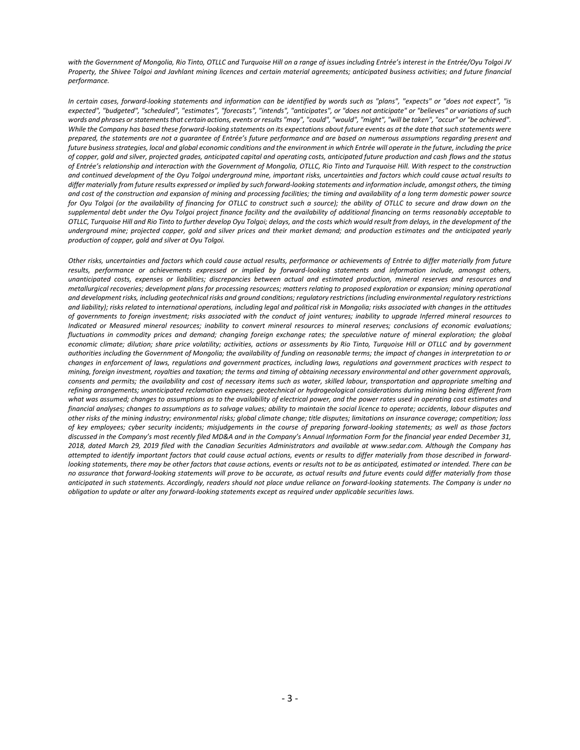*with the Government of Mongolia, Rio Tinto, OTLLC and Turquoise Hill on a range of issues including Entrée's interest in the Entrée/Oyu Tolgoi JV Property, the Shivee Tolgoi and Javhlant mining licences and certain material agreements; anticipated business activities; and future financial performance.*

*In certain cases, forward-looking statements and information can be identified by words such as "plans", "expects" or "does not expect", "is expected", "budgeted", "scheduled", "estimates", "forecasts", "intends", "anticipates", or "does not anticipate" or "believes" or variations of such words and phrases or statements that certain actions, events or results "may", "could", "would", "might", "will be taken", "occur" or "be achieved". While the Company has based these forward-looking statements on its expectations about future events as at the date that such statements were prepared, the statements are not a guarantee of Entrée's future performance and are based on numerous assumptions regarding present and future business strategies, local and global economic conditions and the environment in which Entrée will operate in the future, including the price of copper, gold and silver, projected grades, anticipated capital and operating costs, anticipated future production and cash flows and the status of Entrée's relationship and interaction with the Government of Mongolia, OTLLC, Rio Tinto and Turquoise Hill. With respect to the construction and continued development of the Oyu Tolgoi underground mine, important risks, uncertainties and factors which could cause actual results to differ materially from future results expressed or implied by such forward-looking statements and information include, amongst others, the timing and cost of the construction and expansion of mining and processing facilities; the timing and availability of a long term domestic power source for Oyu Tolgoi (or the availability of financing for OTLLC to construct such a source); the ability of OTLLC to secure and draw down on the supplemental debt under the Oyu Tolgoi project finance facility and the availability of additional financing on terms reasonably acceptable to OTLLC, Turquoise Hill and Rio Tinto to further develop Oyu Tolgoi; delays, and the costs which would result from delays, in the development of the underground mine; projected copper, gold and silver prices and their market demand; and production estimates and the anticipated yearly production of copper, gold and silver at Oyu Tolgoi.*

*Other risks, uncertainties and factors which could cause actual results, performance or achievements of Entrée to differ materially from future results, performance or achievements expressed or implied by forward-looking statements and information include, amongst others, unanticipated costs, expenses or liabilities; discrepancies between actual and estimated production, mineral reserves and resources and metallurgical recoveries; development plans for processing resources; matters relating to proposed exploration or expansion; mining operational and development risks, including geotechnical risks and ground conditions; regulatory restrictions (including environmental regulatory restrictions and liability); risks related to international operations, including legal and political risk in Mongolia; risks associated with changes in the attitudes of governments to foreign investment; risks associated with the conduct of joint ventures; inability to upgrade Inferred mineral resources to Indicated or Measured mineral resources; inability to convert mineral resources to mineral reserves; conclusions of economic evaluations; fluctuations in commodity prices and demand; changing foreign exchange rates; the speculative nature of mineral exploration; the global economic climate; dilution; share price volatility; activities, actions or assessments by Rio Tinto, Turquoise Hill or OTLLC and by government authorities including the Government of Mongolia; the availability of funding on reasonable terms; the impact of changes in interpretation to or changes in enforcement of laws, regulations and government practices, including laws, regulations and government practices with respect to mining, foreign investment, royalties and taxation; the terms and timing of obtaining necessary environmental and other government approvals, consents and permits; the availability and cost of necessary items such as water, skilled labour, transportation and appropriate smelting and refining arrangements; unanticipated reclamation expenses; geotechnical or hydrogeological considerations during mining being different from what was assumed; changes to assumptions as to the availability of electrical power, and the power rates used in operating cost estimates and financial analyses; changes to assumptions as to salvage values; ability to maintain the social licence to operate; accidents, labour disputes and other risks of the mining industry; environmental risks; global climate change; title disputes; limitations on insurance coverage; competition; loss of key employees; cyber security incidents; misjudgements in the course of preparing forward-looking statements; as well as those factors discussed in the Company's most recently filed MD&A and in the Company's Annual Information Form for the financial year ended December 31, 2018, dated March 29, 2019 filed with the Canadian Securities Administrators and available at www.sedar.com. Although the Company has attempted to identify important factors that could cause actual actions, events or results to differ materially from those described in forward-looking statements, there may be other factors that cause actions, events or results not to be as anticipated, estimated or intended. There can be no assurance that forward-looking statements will prove to be accurate, as actual results and future events could differ materially from those anticipated in such statements. Accordingly, readers should not place undue reliance on forward-looking statements. The Company is under no obligation to update or alter any forward-looking statements except as required under applicable securities laws.*